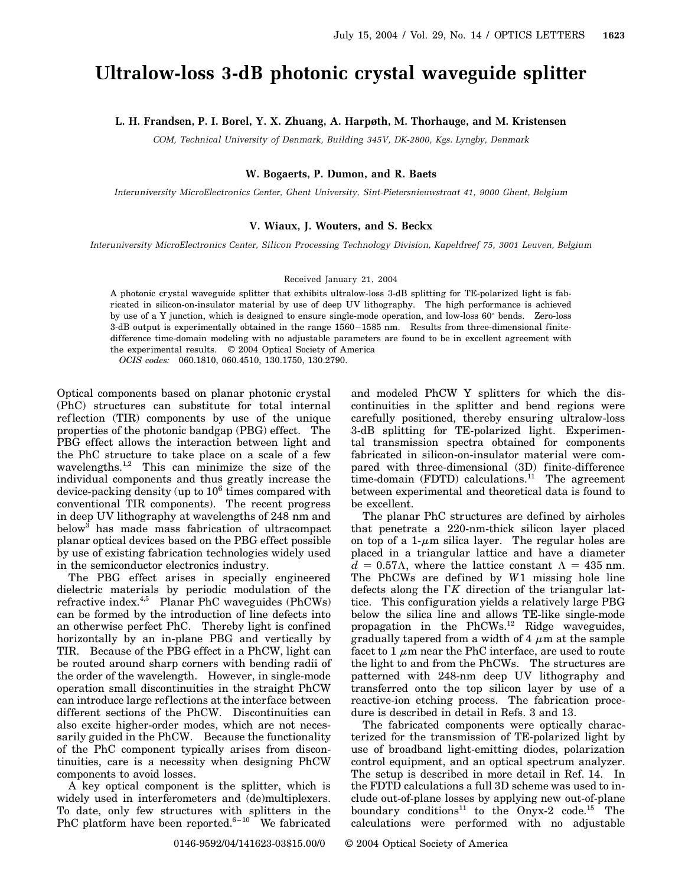# Ultralow-loss 3-dB photonic crystal waveguide splitter

**L. H. Frandsen, P. I. Borel, Y. X. Zhuang, A. Harpøth, M. Thorhauge, and M. Kristensen**

*COM, Technical University of Denmark, Building 345V, DK-2800, Kgs. Lyngby, Denmark*

**W. Bogaerts, P. Dumon, and R. Baets**

*Interuniversity MicroElectronics Center, Ghent University, Sint-Pietersnieuwstraat 41, 9000 Ghent, Belgium*

**V. Wiaux, J. Wouters, and S. Beckx**

*Interuniversity MicroElectronics Center, Silicon Processing Technology Division, Kapeldreef 75, 3001 Leuven, Belgium*

Received January 21, 2004

A photonic crystal waveguide splitter that exhibits ultralow-loss 3-dB splitting for TE-polarized light is fabricated in silicon-on-insulator material by use of deep UV lithography. The high performance is achieved by use of a Y junction, which is designed to ensure single-mode operation, and low-loss 60° bends. Zero-loss 3-dB output is experimentally obtained in the range 1560–1585 nm. Results from three-dimensional finite-difference time-domain modeling with no adjustable parameters are found to be in excellent agreement with the experimental results. © 2004 Optical Society of America

*OCIS codes:* 060.1810, 060.4510, 130.1750, 130.2790.

Optical components based on planar photonic crystal (PhC) structures can substitute for total internal reflection (TIR) components by use of the unique properties of the photonic bandgap (PBG) effect. The PBG effect allows the interaction between light and the PhC structure to take place on a scale of a few wavelengths.[1,2] This can minimize the size of the individual components and thus greatly increase the device-packing density (up to $10^6$ times compared with conventional TIR components). The recent progress in deep UV lithography at wavelengths of 248 nm and below[3] has made mass fabrication of ultracompact planar optical devices based on the PBG effect possible by use of existing fabrication technologies widely used in the semiconductor electronics industry.

The PBG effect arises in specially engineered dielectric materials by periodic modulation of the refractive index.[4,5] Planar PhC waveguides (PhCWs) can be formed by the introduction of line defects into an otherwise perfect PhC. Thereby light is confined horizontally by an in-plane PBG and vertically by TIR. Because of the PBG effect in a PhCW, light can be routed around sharp corners with bending radii of the order of the wavelength. However, in single-mode operation small discontinuities in the straight PhCW can introduce large reflections at the interface between different sections of the PhCW. Discontinuities can also excite higher-order modes, which are not necessarily guided in the PhCW. Because the functionality of the PhC component typically arises from discontinuities, care is a necessity when designing PhCW components to avoid losses.

A key optical component is the splitter, which is widely used in interferometers and (de)multiplexers. To date, only few structures with splitters in the PhC platform have been reported.[6–10] We fabricated and modeled PhCW Y splitters for which the discontinuities in the splitter and bend regions were carefully positioned, thereby ensuring ultralow-loss 3-dB splitting for TE-polarized light. Experimental transmission spectra obtained for components fabricated in silicon-on-insulator material were compared with three-dimensional (3D) finite-difference time-domain (FDTD) calculations.[11] The agreement between experimental and theoretical data is found to be excellent.

The planar PhC structures are defined by airholes that penetrate a 220-nm-thick silicon layer placed on top of a 1-$\mu$m silica layer. The regular holes are placed in a triangular lattice and have a diameter $d = 0.57\Lambda$, where the lattice constant $\Lambda = 435$ nm. The PhCWs are defined by $W1$ missing hole line defects along the $\Gamma K$ direction of the triangular lattice. This configuration yields a relatively large PBG below the silica line and allows TE-like single-mode propagation in the PhCWs.[12] Ridge waveguides, gradually tapered from a width of 4 $\mu$m at the sample facet to 1 $\mu$m near the PhC interface, are used to route the light to and from the PhCWs. The structures are patterned with 248-nm deep UV lithography and transferred onto the top silicon layer by use of a reactive-ion etching process. The fabrication procedure is described in detail in Refs. 3 and 13.

The fabricated components were optically characterized for the transmission of TE-polarized light by use of broadband light-emitting diodes, polarization control equipment, and an optical spectrum analyzer. The setup is described in more detail in Ref. 14. In the FDTD calculations a full 3D scheme was used to include out-of-plane losses by applying new out-of-plane boundary conditions[11] to the Onyx-2 code.[15] The calculations were performed with no adjustable

0146-9592/04/141623-03$15.00/0 © 2004 Optical Society of America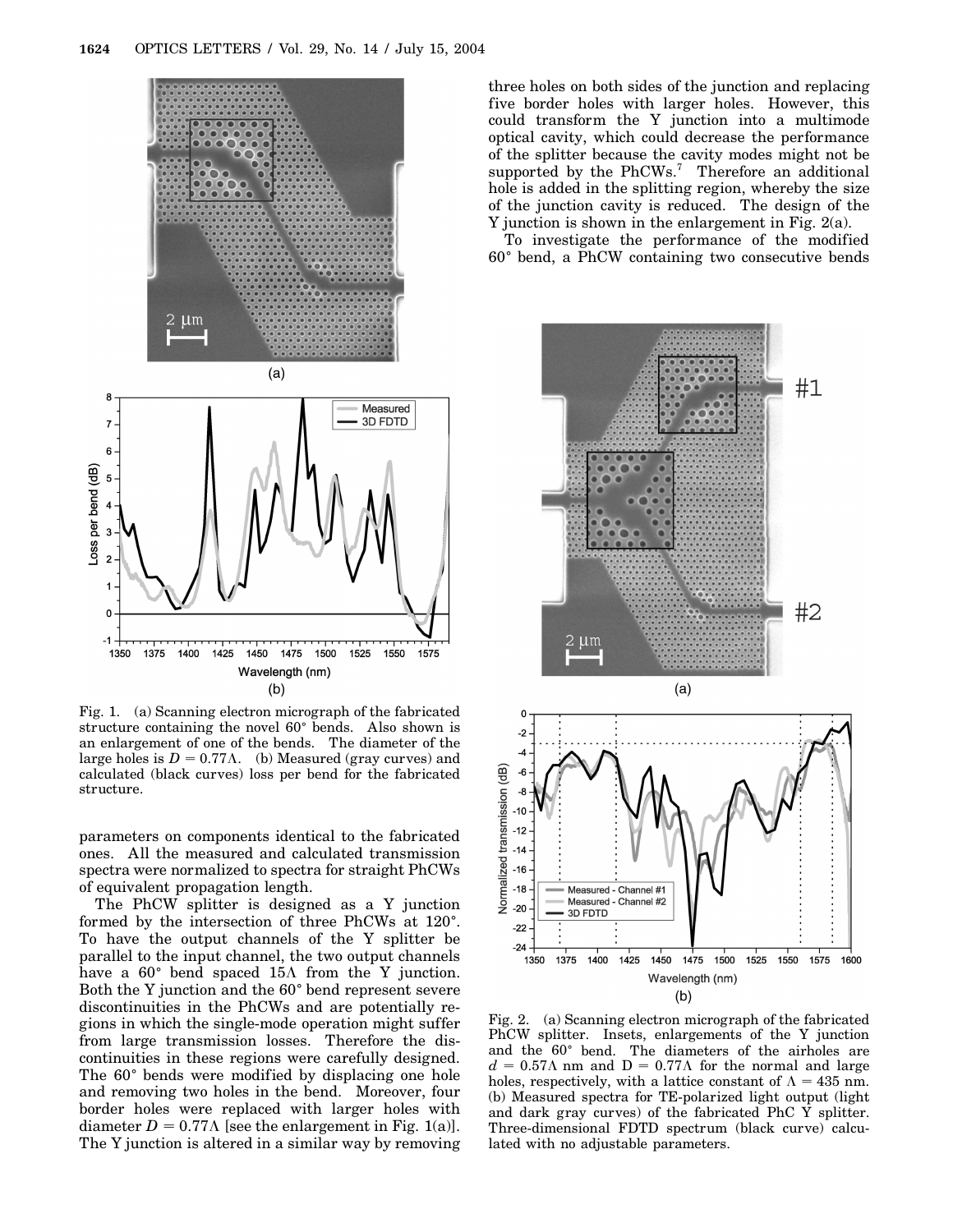Fig. 1. (a) Scanning electron micrograph of the fabricated structure containing the novel 60° bends. Also shown is an enlargement of one of the bends. The diameter of the large holes is $D = 0.77\Lambda$. (b) Measured (gray curves) and calculated (black curves) loss per bend for the fabricated structure.

parameters on components identical to the fabricated ones. All the measured and calculated transmission spectra were normalized to spectra for straight PhCWs of equivalent propagation length.

The PhCW splitter is designed as a Y junction formed by the intersection of three PhCWs at 120°. To have the output channels of the Y splitter be parallel to the input channel, the two output channels have a 60° bend spaced $15\Lambda$ from the Y junction. Both the Y junction and the 60° bend represent severe discontinuities in the PhCWs and are potentially regions in which the single-mode operation might suffer from large transmission losses. Therefore the discontinuities in these regions were carefully designed. The 60° bends were modified by displacing one hole and removing two holes in the bend. Moreover, four border holes were replaced with larger holes with diameter $D = 0.77\Lambda$ [see the enlargement in Fig. 1(a)]. The Y junction is altered in a similar way by removing three holes on both sides of the junction and replacing five border holes with larger holes. However, this could transform the Y junction into a multimode optical cavity, which could decrease the performance of the splitter because the cavity modes might not be supported by the PhCWs.[7] Therefore an additional hole is added in the splitting region, whereby the size of the junction cavity is reduced. The design of the Y junction is shown in the enlargement in Fig. 2(a).

To investigate the performance of the modified 60° bend, a PhCW containing two consecutive bends

Fig. 2. (a) Scanning electron micrograph of the fabricated PhCW splitter. Insets, enlargements of the Y junction and the 60° bend. The diameters of the airholes are $d = 0.57\Lambda$ nm and $D = 0.77\Lambda$ for the normal and large holes, respectively, with a lattice constant of $\Lambda = 435$ nm. (b) Measured spectra for TE-polarized light output (light and dark gray curves) of the fabricated PhC Y splitter. Three-dimensional FDTD spectrum (black curve) calculated with no adjustable parameters.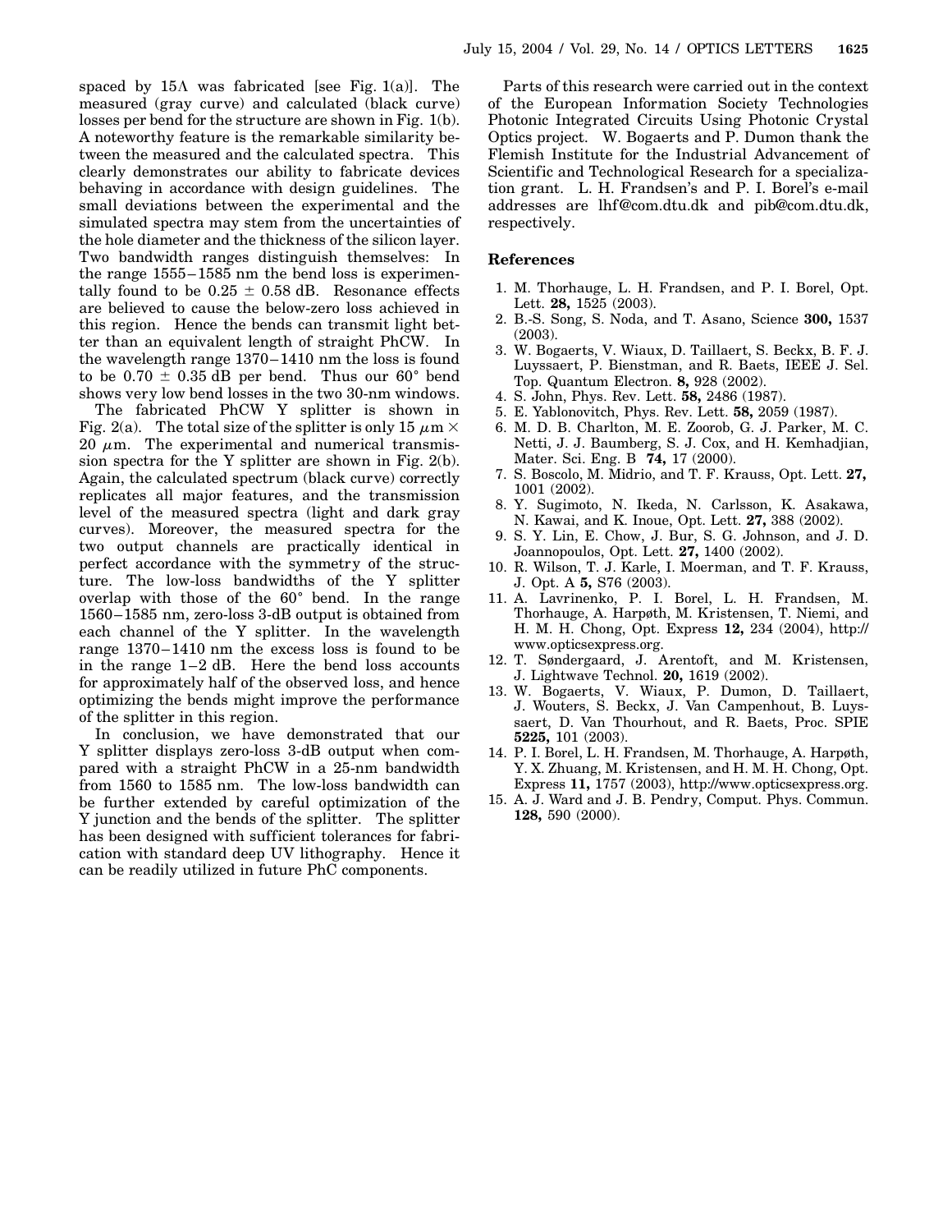spaced by $15\Lambda$ was fabricated [see Fig. 1(a)]. The measured (gray curve) and calculated (black curve) losses per bend for the structure are shown in Fig. 1(b). A noteworthy feature is the remarkable similarity between the measured and the calculated spectra. This clearly demonstrates our ability to fabricate devices behaving in accordance with design guidelines. The small deviations between the experimental and the simulated spectra may stem from the uncertainties of the hole diameter and the thickness of the silicon layer. Two bandwidth ranges distinguish themselves: In the range 1555–1585 nm the bend loss is experimentally found to be $0.25 \pm 0.58$ dB. Resonance effects are believed to cause the below-zero loss achieved in this region. Hence the bends can transmit light better than an equivalent length of straight PhCW. In the wavelength range 1370–1410 nm the loss is found to be $0.70 \pm 0.35$ dB per bend. Thus our 60° bend shows very low bend losses in the two 30-nm windows.

The fabricated PhCW Y splitter is shown in Fig. 2(a). The total size of the splitter is only $15\ \mu\text{m} \times 20\ \mu\text{m}$. The experimental and numerical transmission spectra for the Y splitter are shown in Fig. 2(b). Again, the calculated spectrum (black curve) correctly replicates all major features, and the transmission level of the measured spectra (light and dark gray curves). Moreover, the measured spectra for the two output channels are practically identical in perfect accordance with the symmetry of the structure. The low-loss bandwidths of the Y splitter overlap with those of the 60° bend. In the range 1560–1585 nm, zero-loss 3-dB output is obtained from each channel of the Y splitter. In the wavelength range 1370–1410 nm the excess loss is found to be in the range 1–2 dB. Here the bend loss accounts for approximately half of the observed loss, and hence optimizing the bends might improve the performance of the splitter in this region.

In conclusion, we have demonstrated that our Y splitter displays zero-loss 3-dB output when compared with a straight PhCW in a 25-nm bandwidth from 1560 to 1585 nm. The low-loss bandwidth can be further extended by careful optimization of the Y junction and the bends of the splitter. The splitter has been designed with sufficient tolerances for fabrication with standard deep UV lithography. Hence it can be readily utilized in future PhC components.

Parts of this research were carried out in the context of the European Information Society Technologies Photonic Integrated Circuits Using Photonic Crystal Optics project. W. Bogaerts and P. Dumon thank the Flemish Institute for the Industrial Advancement of Scientific and Technological Research for a specialization grant. L. H. Frandsen's and P. I. Borel's e-mail addresses are lhf@com.dtu.dk and pib@com.dtu.dk, respectively.

## References

1. M. Thorhauge, L. H. Frandsen, and P. I. Borel, Opt. Lett. **28,** 1525 (2003).
2. B.-S. Song, S. Noda, and T. Asano, Science **300,** 1537 (2003).
3. W. Bogaerts, V. Wiaux, D. Taillaert, S. Beckx, B. F. J. Luyssaert, P. Bienstman, and R. Baets, IEEE J. Sel. Top. Quantum Electron. **8,** 928 (2002).
4. S. John, Phys. Rev. Lett. **58,** 2486 (1987).
5. E. Yablonovitch, Phys. Rev. Lett. **58,** 2059 (1987).
6. M. D. B. Charlton, M. E. Zoorob, G. J. Parker, M. C. Netti, J. J. Baumberg, S. J. Cox, and H. Kemhadjian, Mater. Sci. Eng. B **74,** 17 (2000).
7. S. Boscolo, M. Midrio, and T. F. Krauss, Opt. Lett. **27,** 1001 (2002).
8. Y. Sugimoto, N. Ikeda, N. Carlsson, K. Asakawa, N. Kawai, and K. Inoue, Opt. Lett. **27,** 388 (2002).
9. S. Y. Lin, E. Chow, J. Bur, S. G. Johnson, and J. D. Joannopoulos, Opt. Lett. **27,** 1400 (2002).
10. R. Wilson, T. J. Karle, I. Moerman, and T. F. Krauss, J. Opt. A **5,** S76 (2003).
11. A. Lavrinenko, P. I. Borel, L. H. Frandsen, M. Thorhauge, A. Harpøth, M. Kristensen, T. Niemi, and H. M. H. Chong, Opt. Express **12,** 234 (2004), http://www.opticsexpress.org.
12. T. Søndergaard, J. Arentoft, and M. Kristensen, J. Lightwave Technol. **20,** 1619 (2002).
13. W. Bogaerts, V. Wiaux, P. Dumon, D. Taillaert, J. Wouters, S. Beckx, J. Van Campenhout, B. Luyssaert, D. Van Thourhout, and R. Baets, Proc. SPIE **5225,** 101 (2003).
14. P. I. Borel, L. H. Frandsen, M. Thorhauge, A. Harpøth, Y. X. Zhuang, M. Kristensen, and H. M. H. Chong, Opt. Express **11,** 1757 (2003), http://www.opticsexpress.org.
15. A. J. Ward and J. B. Pendry, Comput. Phys. Commun. **128,** 590 (2000).